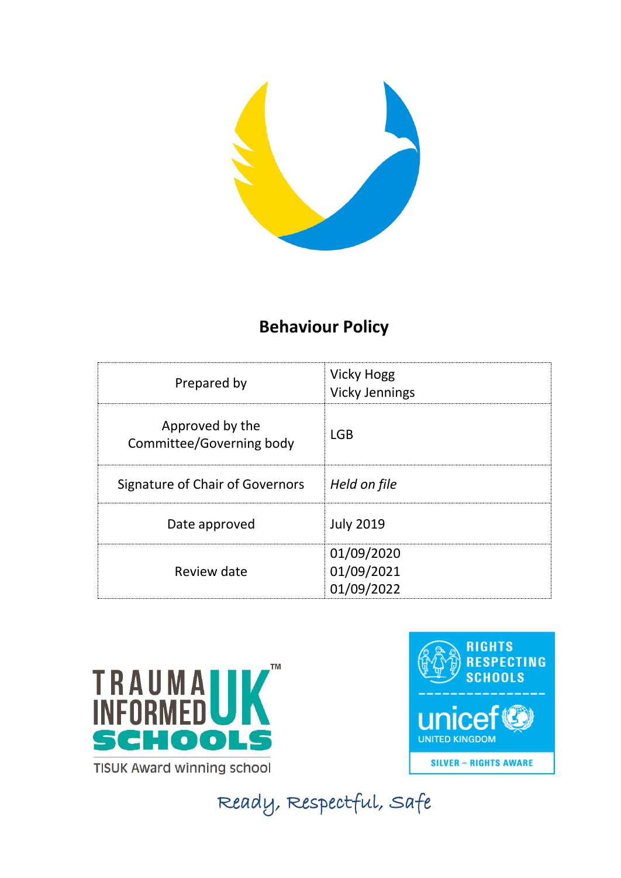# Behaviour Policy

| Prepared by | Vicky Hogg<br>Vicky Jennings |
|---|---|
| Approved by the Committee/Governing body | LGB |
| Signature of Chair of Governors | *Held on file* |
| Date approved | July 2019 |
| Review date | 01/09/2020<br>01/09/2021<br>01/09/2022 |

TRAUMA INFORMED UK SCHOOLS™

TISUK Award winning school

RIGHTS RESPECTING SCHOOLS

unicef UNITED KINGDOM

SILVER – RIGHTS AWARE

Ready, Respectful, Safe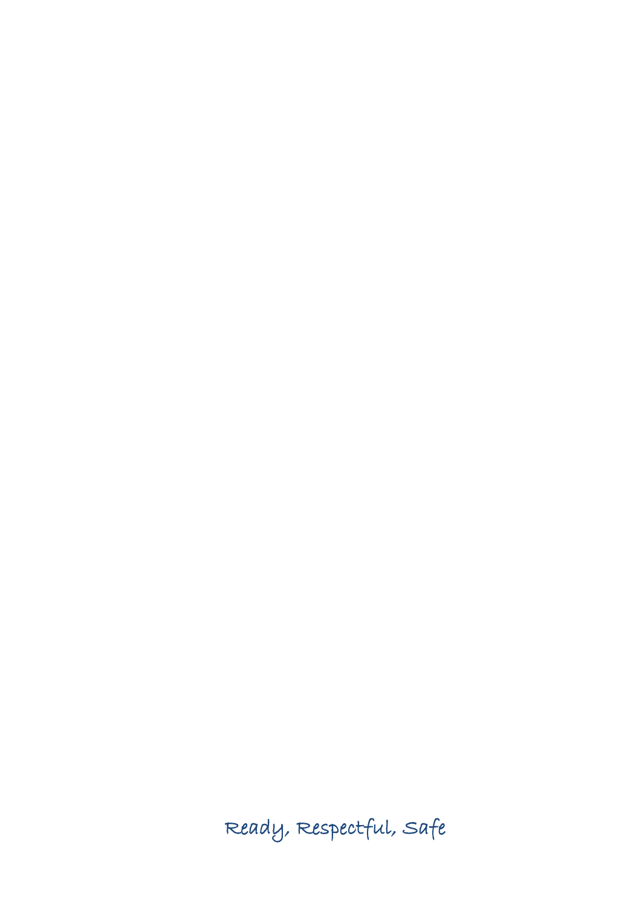Ready, Respectful, Safe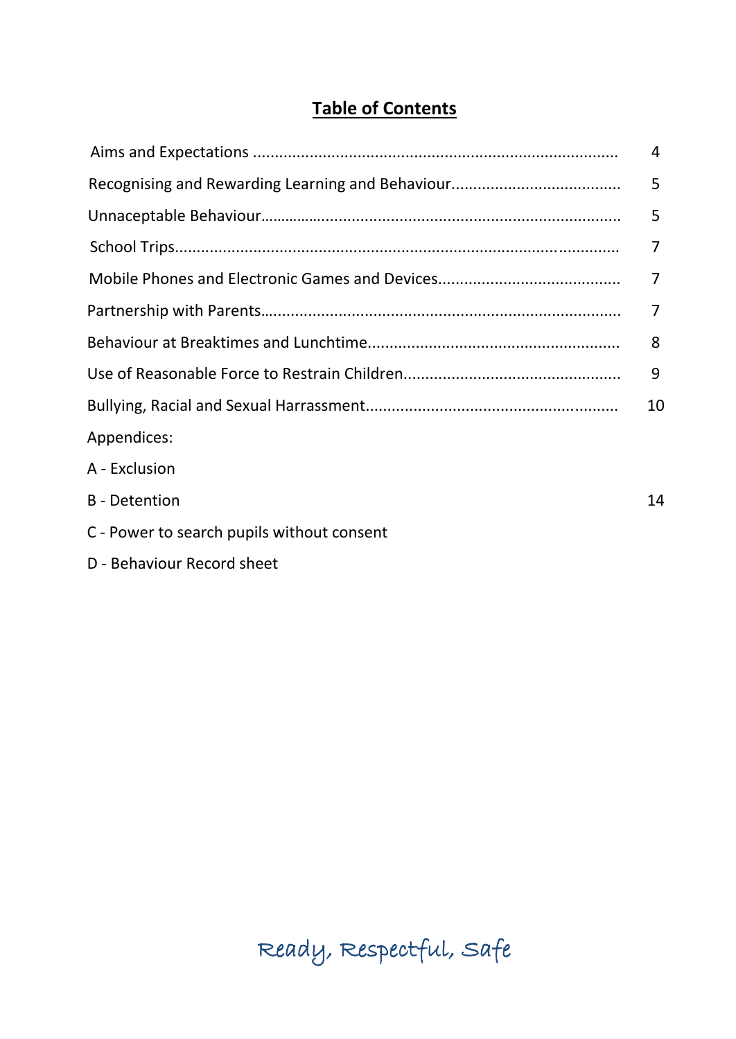## Table of Contents

| | |
|---|---|
| Aims and Expectations | 4 |
| Recognising and Rewarding Learning and Behaviour | 5 |
| Unnaceptable Behaviour | 5 |
| School Trips | 7 |
| Mobile Phones and Electronic Games and Devices | 7 |
| Partnership with Parents | 7 |
| Behaviour at Breaktimes and Lunchtime | 8 |
| Use of Reasonable Force to Restrain Children | 9 |
| Bullying, Racial and Sexual Harrassment | 10 |
| Appendices: | |
| A - Exclusion | |
| B - Detention | 14 |
| C - Power to search pupils without consent | |
| D - Behaviour Record sheet | |

*Ready, Respectful, Safe*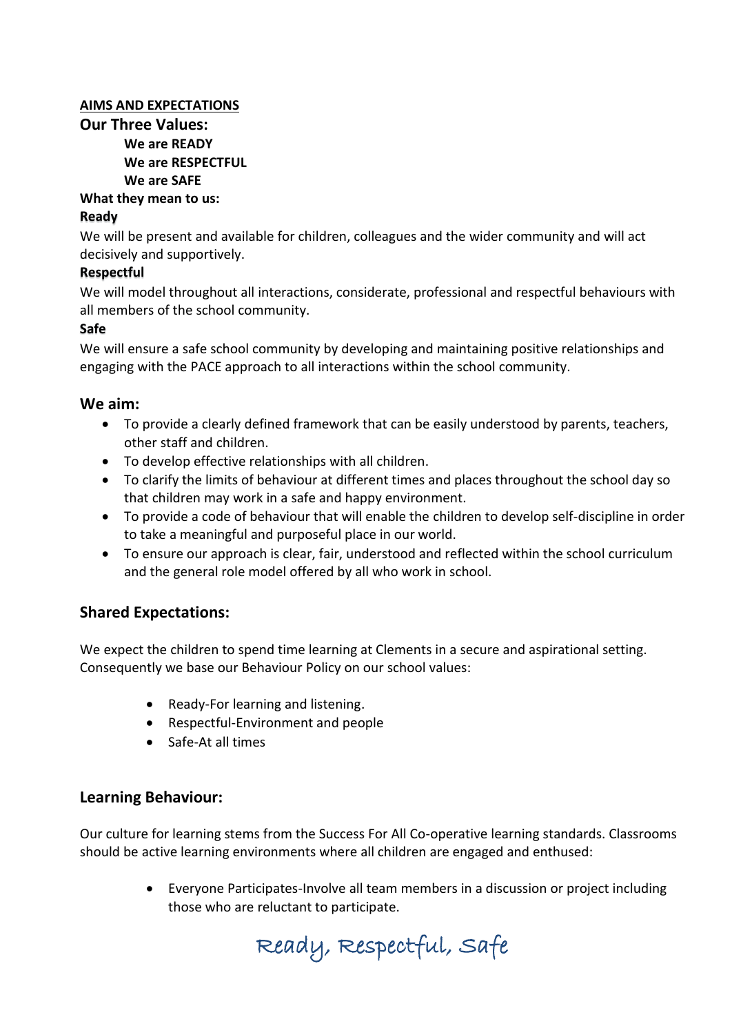## AIMS AND EXPECTATIONS

### Our Three Values:

**We are READY**
**We are RESPECTFUL**
**We are SAFE**

**What they mean to us:**

**Ready**

We will be present and available for children, colleagues and the wider community and will act decisively and supportively.

**Respectful**

We will model throughout all interactions, considerate, professional and respectful behaviours with all members of the school community.

**Safe**

We will ensure a safe school community by developing and maintaining positive relationships and engaging with the PACE approach to all interactions within the school community.

### We aim:

- To provide a clearly defined framework that can be easily understood by parents, teachers, other staff and children.
- To develop effective relationships with all children.
- To clarify the limits of behaviour at different times and places throughout the school day so that children may work in a safe and happy environment.
- To provide a code of behaviour that will enable the children to develop self-discipline in order to take a meaningful and purposeful place in our world.
- To ensure our approach is clear, fair, understood and reflected within the school curriculum and the general role model offered by all who work in school.

### Shared Expectations:

We expect the children to spend time learning at Clements in a secure and aspirational setting. Consequently we base our Behaviour Policy on our school values:

- Ready-For learning and listening.
- Respectful-Environment and people
- Safe-At all times

### Learning Behaviour:

Our culture for learning stems from the Success For All Co-operative learning standards. Classrooms should be active learning environments where all children are engaged and enthused:

- Everyone Participates-Involve all team members in a discussion or project including those who are reluctant to participate.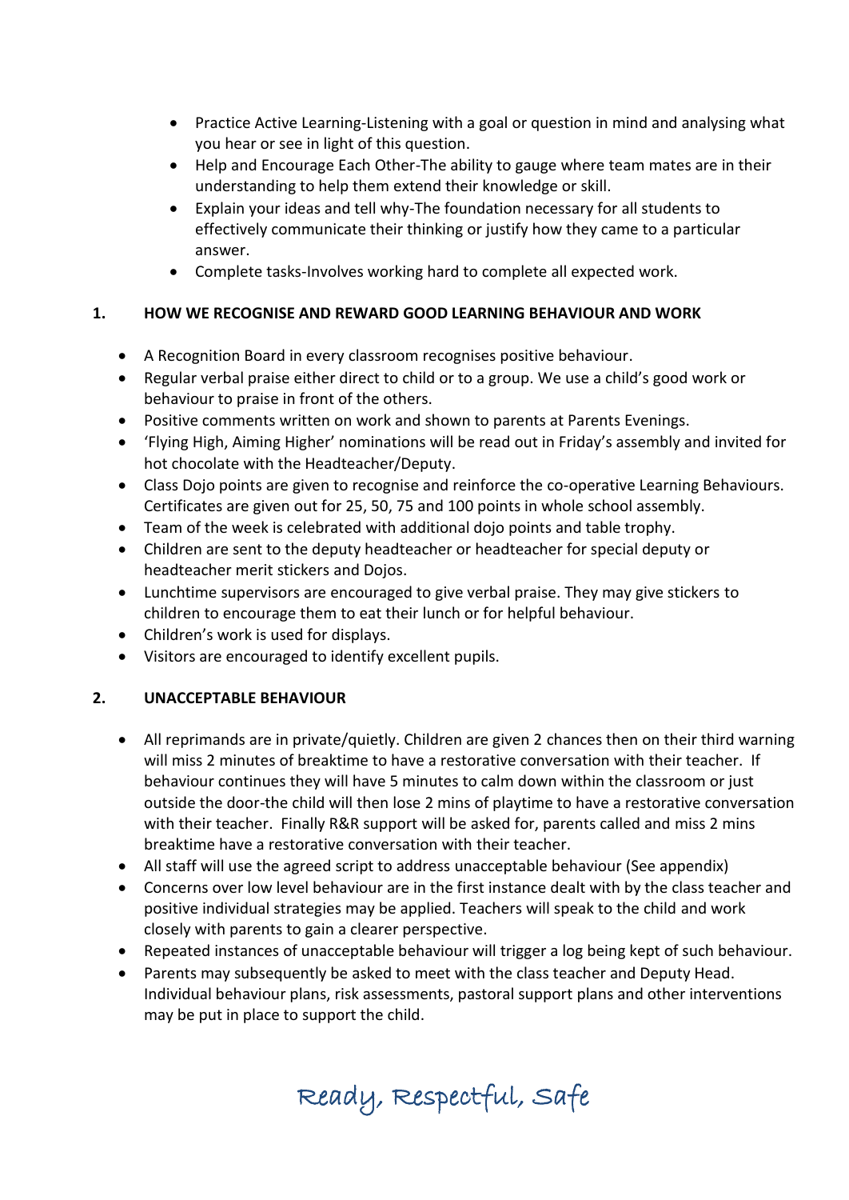- Practice Active Learning-Listening with a goal or question in mind and analysing what you hear or see in light of this question.
- Help and Encourage Each Other-The ability to gauge where team mates are in their understanding to help them extend their knowledge or skill.
- Explain your ideas and tell why-The foundation necessary for all students to effectively communicate their thinking or justify how they came to a particular answer.
- Complete tasks-Involves working hard to complete all expected work.

## 1. HOW WE RECOGNISE AND REWARD GOOD LEARNING BEHAVIOUR AND WORK

- A Recognition Board in every classroom recognises positive behaviour.
- Regular verbal praise either direct to child or to a group. We use a child's good work or behaviour to praise in front of the others.
- Positive comments written on work and shown to parents at Parents Evenings.
- 'Flying High, Aiming Higher' nominations will be read out in Friday's assembly and invited for hot chocolate with the Headteacher/Deputy.
- Class Dojo points are given to recognise and reinforce the co-operative Learning Behaviours. Certificates are given out for 25, 50, 75 and 100 points in whole school assembly.
- Team of the week is celebrated with additional dojo points and table trophy.
- Children are sent to the deputy headteacher or headteacher for special deputy or headteacher merit stickers and Dojos.
- Lunchtime supervisors are encouraged to give verbal praise. They may give stickers to children to encourage them to eat their lunch or for helpful behaviour.
- Children's work is used for displays.
- Visitors are encouraged to identify excellent pupils.

## 2. UNACCEPTABLE BEHAVIOUR

- All reprimands are in private/quietly. Children are given 2 chances then on their third warning will miss 2 minutes of breaktime to have a restorative conversation with their teacher. If behaviour continues they will have 5 minutes to calm down within the classroom or just outside the door-the child will then lose 2 mins of playtime to have a restorative conversation with their teacher. Finally R&R support will be asked for, parents called and miss 2 mins breaktime have a restorative conversation with their teacher.
- All staff will use the agreed script to address unacceptable behaviour (See appendix)
- Concerns over low level behaviour are in the first instance dealt with by the class teacher and positive individual strategies may be applied. Teachers will speak to the child and work closely with parents to gain a clearer perspective.
- Repeated instances of unacceptable behaviour will trigger a log being kept of such behaviour.
- Parents may subsequently be asked to meet with the class teacher and Deputy Head. Individual behaviour plans, risk assessments, pastoral support plans and other interventions may be put in place to support the child.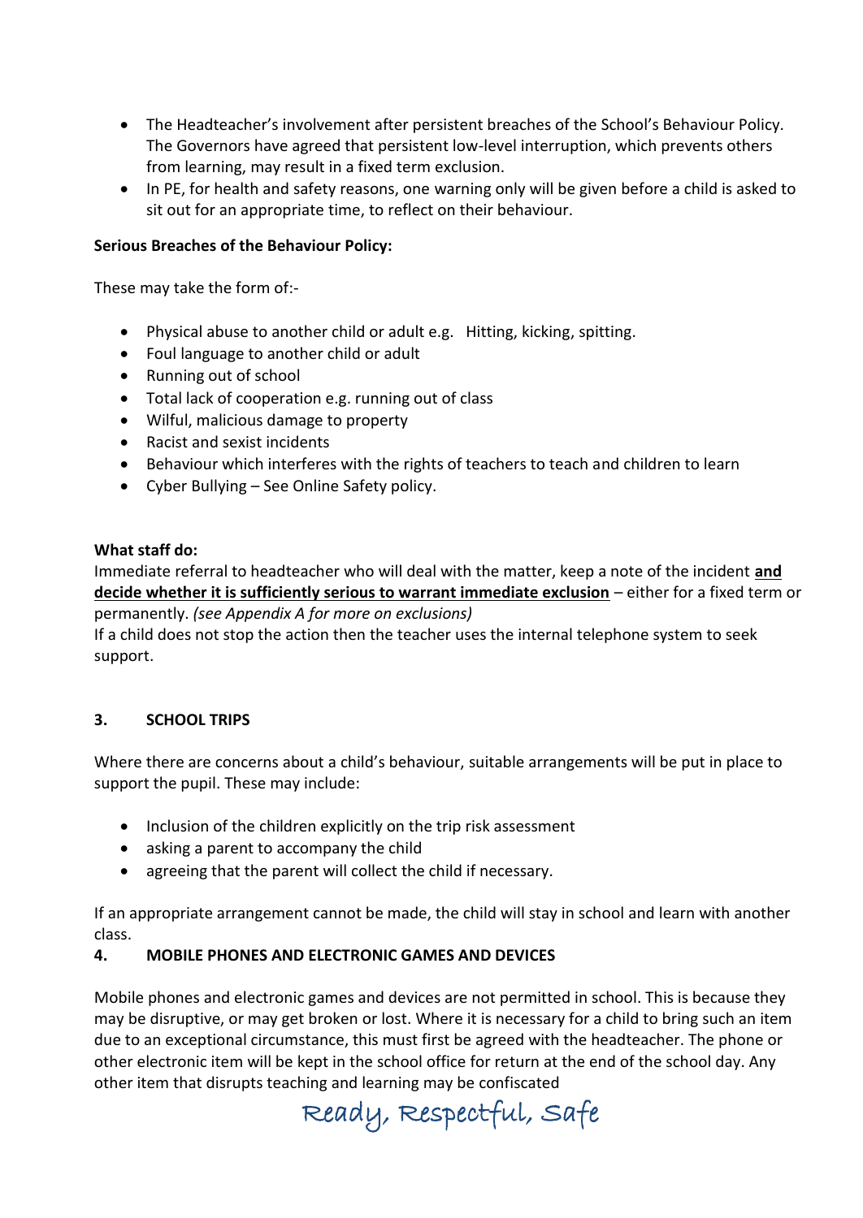- The Headteacher's involvement after persistent breaches of the School's Behaviour Policy. The Governors have agreed that persistent low-level interruption, which prevents others from learning, may result in a fixed term exclusion.
- In PE, for health and safety reasons, one warning only will be given before a child is asked to sit out for an appropriate time, to reflect on their behaviour.

**Serious Breaches of the Behaviour Policy:**

These may take the form of:-

- Physical abuse to another child or adult e.g. Hitting, kicking, spitting.
- Foul language to another child or adult
- Running out of school
- Total lack of cooperation e.g. running out of class
- Wilful, malicious damage to property
- Racist and sexist incidents
- Behaviour which interferes with the rights of teachers to teach and children to learn
- Cyber Bullying – See Online Safety policy.

**What staff do:**
Immediate referral to headteacher who will deal with the matter, keep a note of the incident <u>**and decide whether it is sufficiently serious to warrant immediate exclusion**</u> – either for a fixed term or permanently. *(see Appendix A for more on exclusions)*
If a child does not stop the action then the teacher uses the internal telephone system to seek support.

## 3. SCHOOL TRIPS

Where there are concerns about a child's behaviour, suitable arrangements will be put in place to support the pupil. These may include:

- Inclusion of the children explicitly on the trip risk assessment
- asking a parent to accompany the child
- agreeing that the parent will collect the child if necessary.

If an appropriate arrangement cannot be made, the child will stay in school and learn with another class.

## 4. MOBILE PHONES AND ELECTRONIC GAMES AND DEVICES

Mobile phones and electronic games and devices are not permitted in school. This is because they may be disruptive, or may get broken or lost. Where it is necessary for a child to bring such an item due to an exceptional circumstance, this must first be agreed with the headteacher. The phone or other electronic item will be kept in the school office for return at the end of the school day. Any other item that disrupts teaching and learning may be confiscated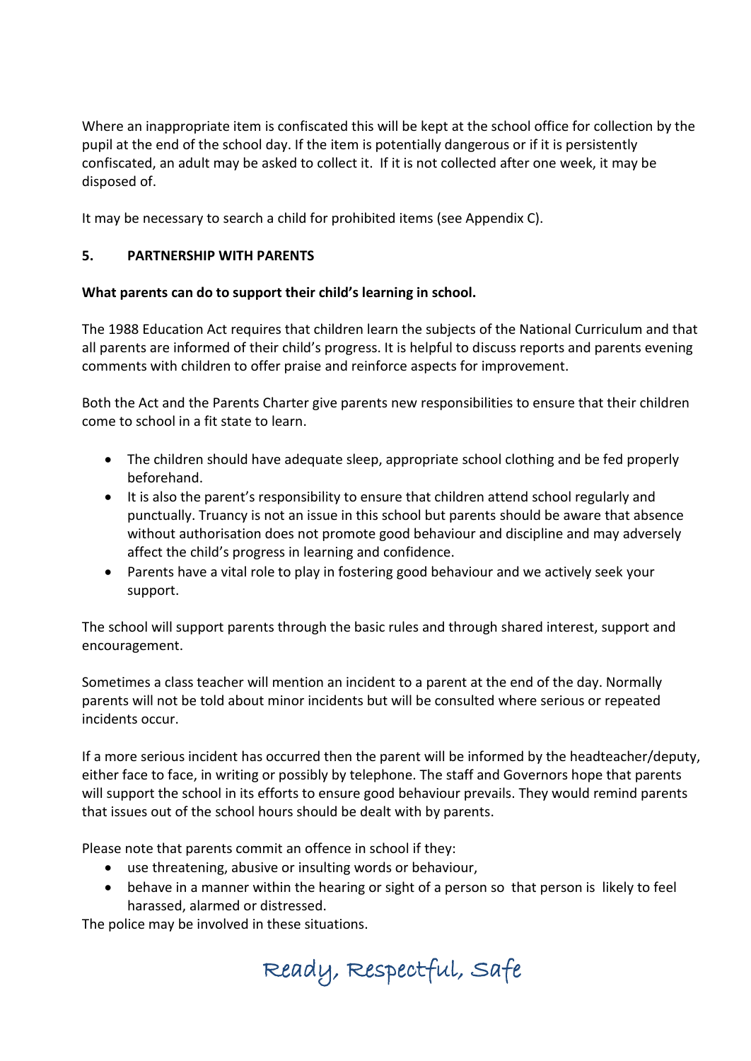Where an inappropriate item is confiscated this will be kept at the school office for collection by the pupil at the end of the school day. If the item is potentially dangerous or if it is persistently confiscated, an adult may be asked to collect it. If it is not collected after one week, it may be disposed of.

It may be necessary to search a child for prohibited items (see Appendix C).

## 5. PARTNERSHIP WITH PARENTS

**What parents can do to support their child's learning in school.**

The 1988 Education Act requires that children learn the subjects of the National Curriculum and that all parents are informed of their child's progress. It is helpful to discuss reports and parents evening comments with children to offer praise and reinforce aspects for improvement.

Both the Act and the Parents Charter give parents new responsibilities to ensure that their children come to school in a fit state to learn.

- The children should have adequate sleep, appropriate school clothing and be fed properly beforehand.
- It is also the parent's responsibility to ensure that children attend school regularly and punctually. Truancy is not an issue in this school but parents should be aware that absence without authorisation does not promote good behaviour and discipline and may adversely affect the child's progress in learning and confidence.
- Parents have a vital role to play in fostering good behaviour and we actively seek your support.

The school will support parents through the basic rules and through shared interest, support and encouragement.

Sometimes a class teacher will mention an incident to a parent at the end of the day. Normally parents will not be told about minor incidents but will be consulted where serious or repeated incidents occur.

If a more serious incident has occurred then the parent will be informed by the headteacher/deputy, either face to face, in writing or possibly by telephone. The staff and Governors hope that parents will support the school in its efforts to ensure good behaviour prevails. They would remind parents that issues out of the school hours should be dealt with by parents.

Please note that parents commit an offence in school if they:

- use threatening, abusive or insulting words or behaviour,
- behave in a manner within the hearing or sight of a person so that person is likely to feel harassed, alarmed or distressed.

The police may be involved in these situations.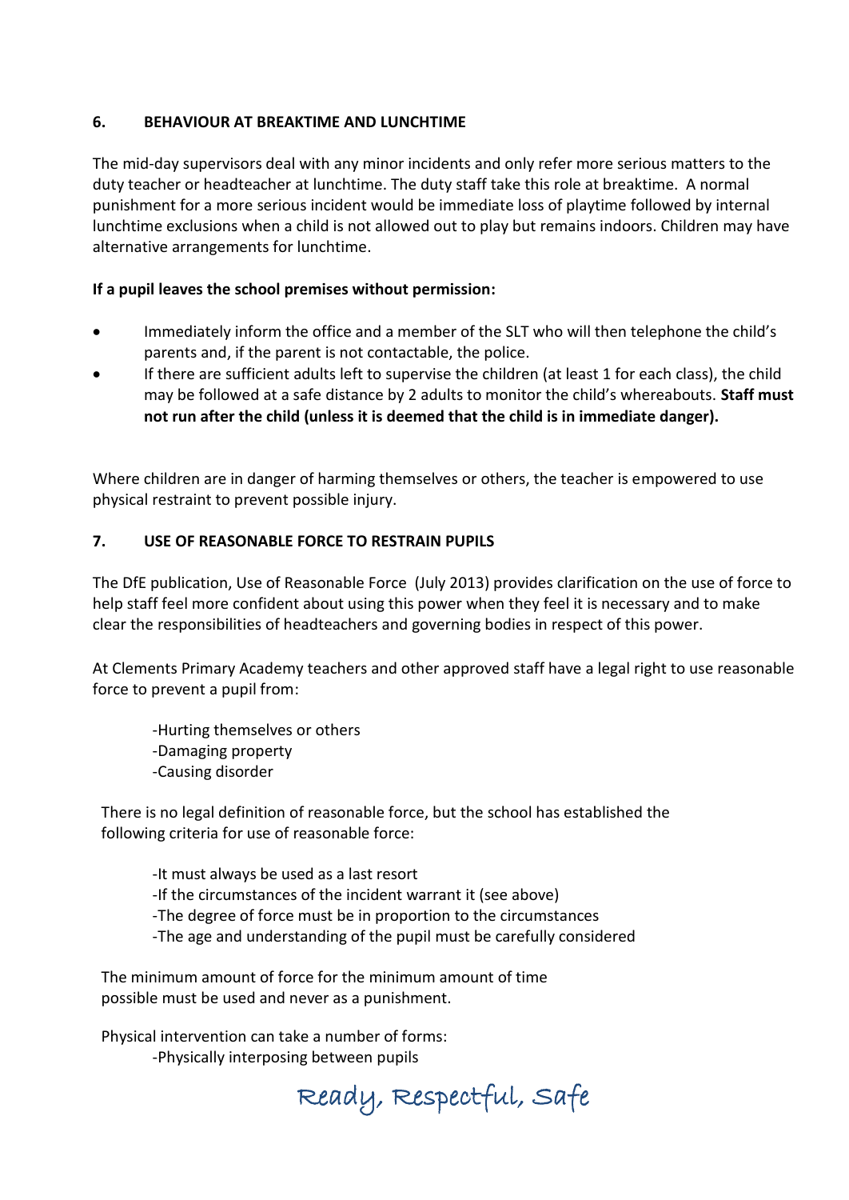## 6. BEHAVIOUR AT BREAKTIME AND LUNCHTIME

The mid-day supervisors deal with any minor incidents and only refer more serious matters to the duty teacher or headteacher at lunchtime. The duty staff take this role at breaktime. A normal punishment for a more serious incident would be immediate loss of playtime followed by internal lunchtime exclusions when a child is not allowed out to play but remains indoors. Children may have alternative arrangements for lunchtime.

**If a pupil leaves the school premises without permission:**

- Immediately inform the office and a member of the SLT who will then telephone the child's parents and, if the parent is not contactable, the police.
- If there are sufficient adults left to supervise the children (at least 1 for each class), the child may be followed at a safe distance by 2 adults to monitor the child's whereabouts. **Staff must not run after the child (unless it is deemed that the child is in immediate danger).**

Where children are in danger of harming themselves or others, the teacher is empowered to use physical restraint to prevent possible injury.

## 7. USE OF REASONABLE FORCE TO RESTRAIN PUPILS

The DfE publication, Use of Reasonable Force (July 2013) provides clarification on the use of force to help staff feel more confident about using this power when they feel it is necessary and to make clear the responsibilities of headteachers and governing bodies in respect of this power.

At Clements Primary Academy teachers and other approved staff have a legal right to use reasonable force to prevent a pupil from:

- Hurting themselves or others
- Damaging property
- Causing disorder

There is no legal definition of reasonable force, but the school has established the following criteria for use of reasonable force:

- It must always be used as a last resort
- If the circumstances of the incident warrant it (see above)
- The degree of force must be in proportion to the circumstances
- The age and understanding of the pupil must be carefully considered

The minimum amount of force for the minimum amount of time possible must be used and never as a punishment.

Physical intervention can take a number of forms:

- Physically interposing between pupils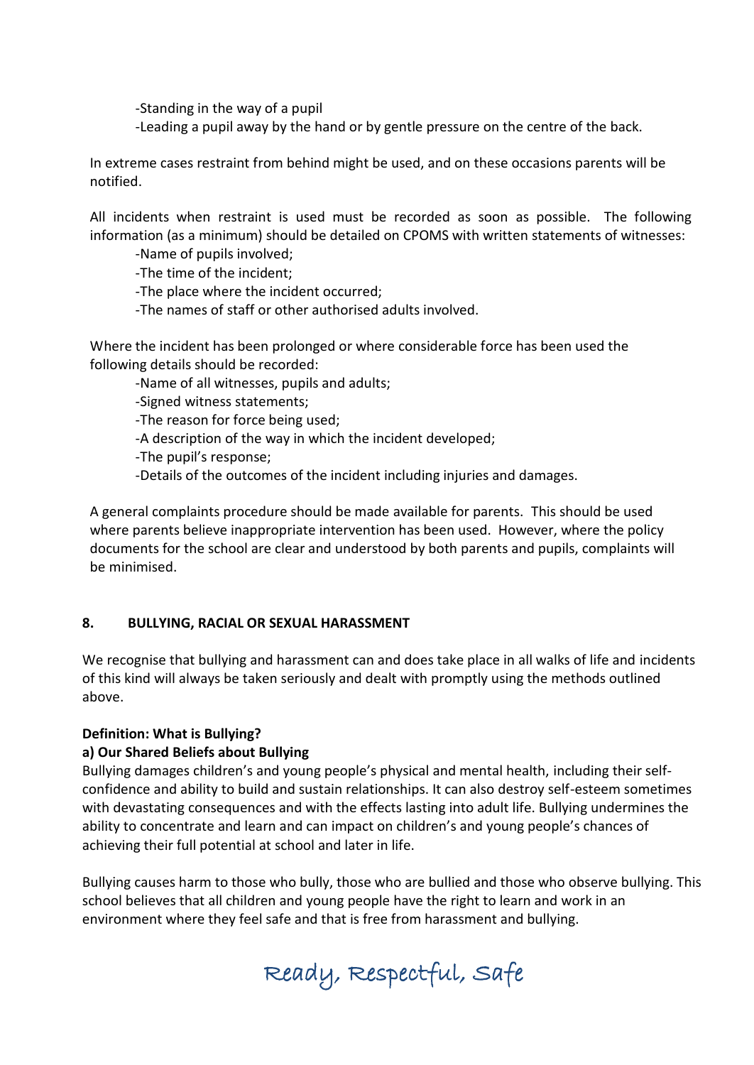-Standing in the way of a pupil
-Leading a pupil away by the hand or by gentle pressure on the centre of the back.

In extreme cases restraint from behind might be used, and on these occasions parents will be notified.

All incidents when restraint is used must be recorded as soon as possible. The following information (as a minimum) should be detailed on CPOMS with written statements of witnesses:

-Name of pupils involved;
-The time of the incident;
-The place where the incident occurred;
-The names of staff or other authorised adults involved.

Where the incident has been prolonged or where considerable force has been used the following details should be recorded:

-Name of all witnesses, pupils and adults;
-Signed witness statements;
-The reason for force being used;
-A description of the way in which the incident developed;
-The pupil's response;
-Details of the outcomes of the incident including injuries and damages.

A general complaints procedure should be made available for parents. This should be used where parents believe inappropriate intervention has been used. However, where the policy documents for the school are clear and understood by both parents and pupils, complaints will be minimised.

## 8. BULLYING, RACIAL OR SEXUAL HARASSMENT

We recognise that bullying and harassment can and does take place in all walks of life and incidents of this kind will always be taken seriously and dealt with promptly using the methods outlined above.

**Definition: What is Bullying?**

**a) Our Shared Beliefs about Bullying**

Bullying damages children's and young people's physical and mental health, including their self-confidence and ability to build and sustain relationships. It can also destroy self-esteem sometimes with devastating consequences and with the effects lasting into adult life. Bullying undermines the ability to concentrate and learn and can impact on children's and young people's chances of achieving their full potential at school and later in life.

Bullying causes harm to those who bully, those who are bullied and those who observe bullying. This school believes that all children and young people have the right to learn and work in an environment where they feel safe and that is free from harassment and bullying.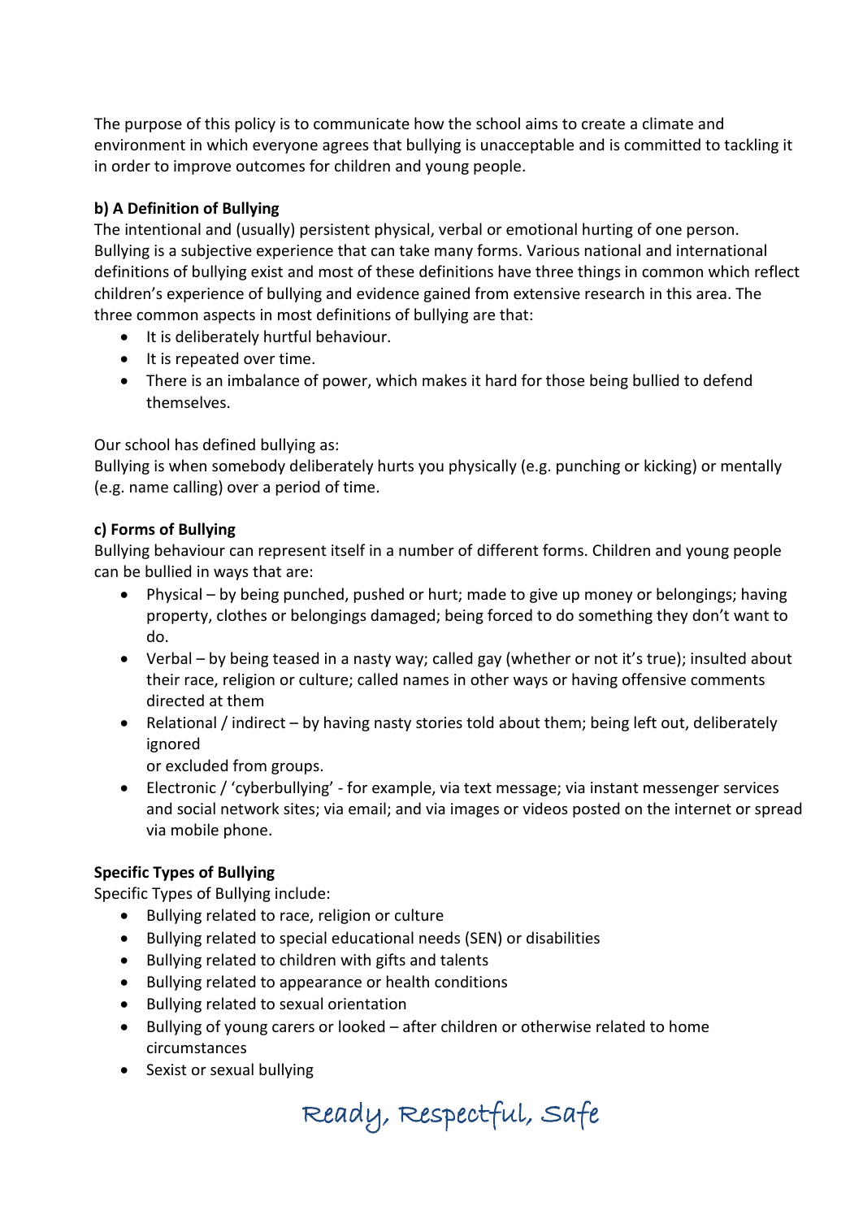The purpose of this policy is to communicate how the school aims to create a climate and environment in which everyone agrees that bullying is unacceptable and is committed to tackling it in order to improve outcomes for children and young people.

**b) A Definition of Bullying**

The intentional and (usually) persistent physical, verbal or emotional hurting of one person. Bullying is a subjective experience that can take many forms. Various national and international definitions of bullying exist and most of these definitions have three things in common which reflect children's experience of bullying and evidence gained from extensive research in this area. The three common aspects in most definitions of bullying are that:

- It is deliberately hurtful behaviour.
- It is repeated over time.
- There is an imbalance of power, which makes it hard for those being bullied to defend themselves.

Our school has defined bullying as:
Bullying is when somebody deliberately hurts you physically (e.g. punching or kicking) or mentally (e.g. name calling) over a period of time.

**c) Forms of Bullying**

Bullying behaviour can represent itself in a number of different forms. Children and young people can be bullied in ways that are:

- Physical – by being punched, pushed or hurt; made to give up money or belongings; having property, clothes or belongings damaged; being forced to do something they don't want to do.
- Verbal – by being teased in a nasty way; called gay (whether or not it's true); insulted about their race, religion or culture; called names in other ways or having offensive comments directed at them
- Relational / indirect – by having nasty stories told about them; being left out, deliberately ignored
  or excluded from groups.
- Electronic / 'cyberbullying' - for example, via text message; via instant messenger services and social network sites; via email; and via images or videos posted on the internet or spread via mobile phone.

**Specific Types of Bullying**

Specific Types of Bullying include:

- Bullying related to race, religion or culture
- Bullying related to special educational needs (SEN) or disabilities
- Bullying related to children with gifts and talents
- Bullying related to appearance or health conditions
- Bullying related to sexual orientation
- Bullying of young carers or looked – after children or otherwise related to home circumstances
- Sexist or sexual bullying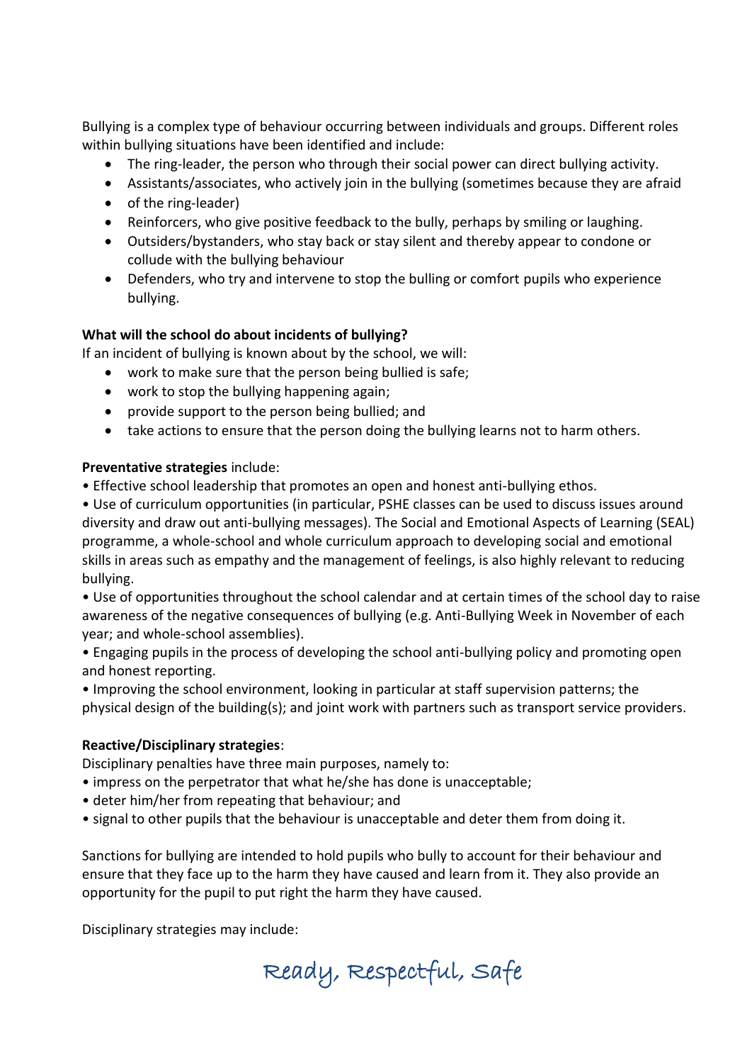Bullying is a complex type of behaviour occurring between individuals and groups. Different roles within bullying situations have been identified and include:

- The ring-leader, the person who through their social power can direct bullying activity.
- Assistants/associates, who actively join in the bullying (sometimes because they are afraid
- of the ring-leader)
- Reinforcers, who give positive feedback to the bully, perhaps by smiling or laughing.
- Outsiders/bystanders, who stay back or stay silent and thereby appear to condone or collude with the bullying behaviour
- Defenders, who try and intervene to stop the bulling or comfort pupils who experience bullying.

**What will the school do about incidents of bullying?**

If an incident of bullying is known about by the school, we will:

- work to make sure that the person being bullied is safe;
- work to stop the bullying happening again;
- provide support to the person being bullied; and
- take actions to ensure that the person doing the bullying learns not to harm others.

**Preventative strategies** include:

- Effective school leadership that promotes an open and honest anti-bullying ethos.
- Use of curriculum opportunities (in particular, PSHE classes can be used to discuss issues around diversity and draw out anti-bullying messages). The Social and Emotional Aspects of Learning (SEAL) programme, a whole-school and whole curriculum approach to developing social and emotional skills in areas such as empathy and the management of feelings, is also highly relevant to reducing bullying.
- Use of opportunities throughout the school calendar and at certain times of the school day to raise awareness of the negative consequences of bullying (e.g. Anti-Bullying Week in November of each year; and whole-school assemblies).
- Engaging pupils in the process of developing the school anti-bullying policy and promoting open and honest reporting.
- Improving the school environment, looking in particular at staff supervision patterns; the physical design of the building(s); and joint work with partners such as transport service providers.

**Reactive/Disciplinary strategies**:

Disciplinary penalties have three main purposes, namely to:

- impress on the perpetrator that what he/she has done is unacceptable;
- deter him/her from repeating that behaviour; and
- signal to other pupils that the behaviour is unacceptable and deter them from doing it.

Sanctions for bullying are intended to hold pupils who bully to account for their behaviour and ensure that they face up to the harm they have caused and learn from it. They also provide an opportunity for the pupil to put right the harm they have caused.

Disciplinary strategies may include: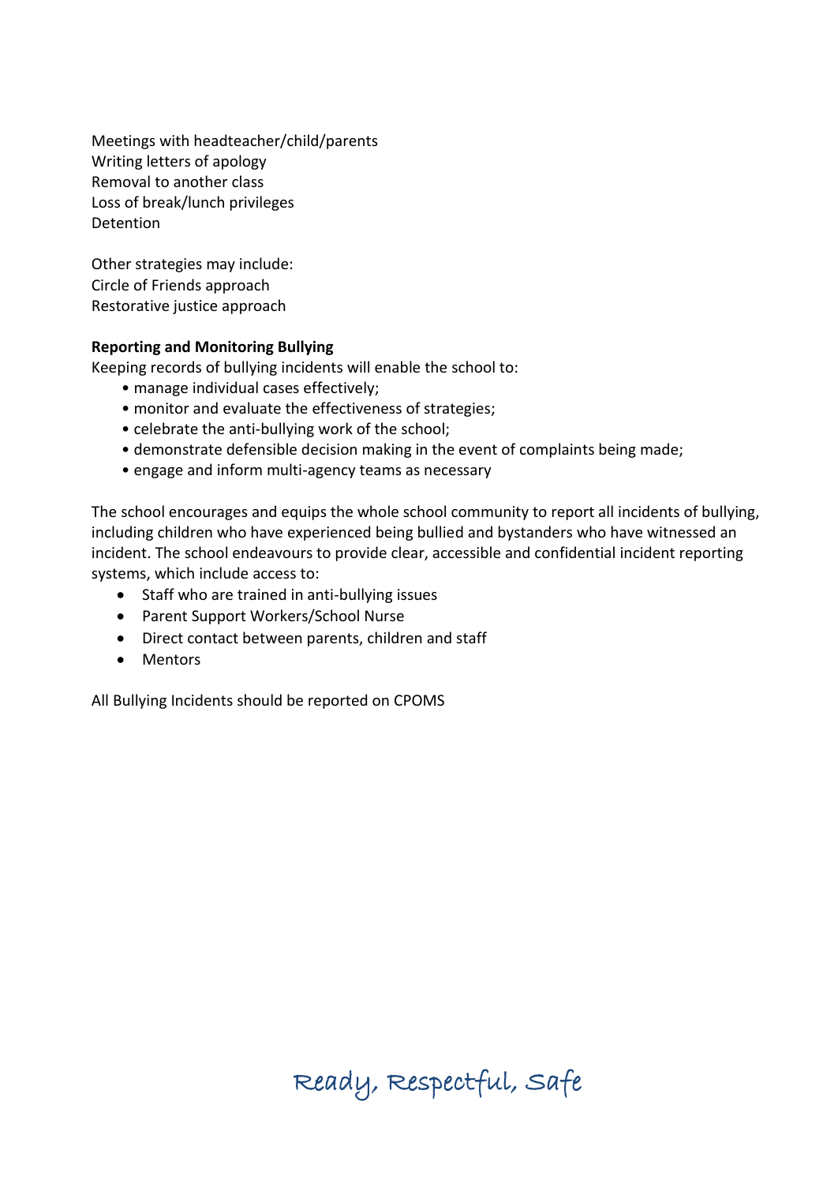Meetings with headteacher/child/parents
Writing letters of apology
Removal to another class
Loss of break/lunch privileges
Detention

Other strategies may include:
Circle of Friends approach
Restorative justice approach

**Reporting and Monitoring Bullying**

Keeping records of bullying incidents will enable the school to:

- manage individual cases effectively;
- monitor and evaluate the effectiveness of strategies;
- celebrate the anti-bullying work of the school;
- demonstrate defensible decision making in the event of complaints being made;
- engage and inform multi-agency teams as necessary

The school encourages and equips the whole school community to report all incidents of bullying, including children who have experienced being bullied and bystanders who have witnessed an incident. The school endeavours to provide clear, accessible and confidential incident reporting systems, which include access to:

- Staff who are trained in anti-bullying issues
- Parent Support Workers/School Nurse
- Direct contact between parents, children and staff
- Mentors

All Bullying Incidents should be reported on CPOMS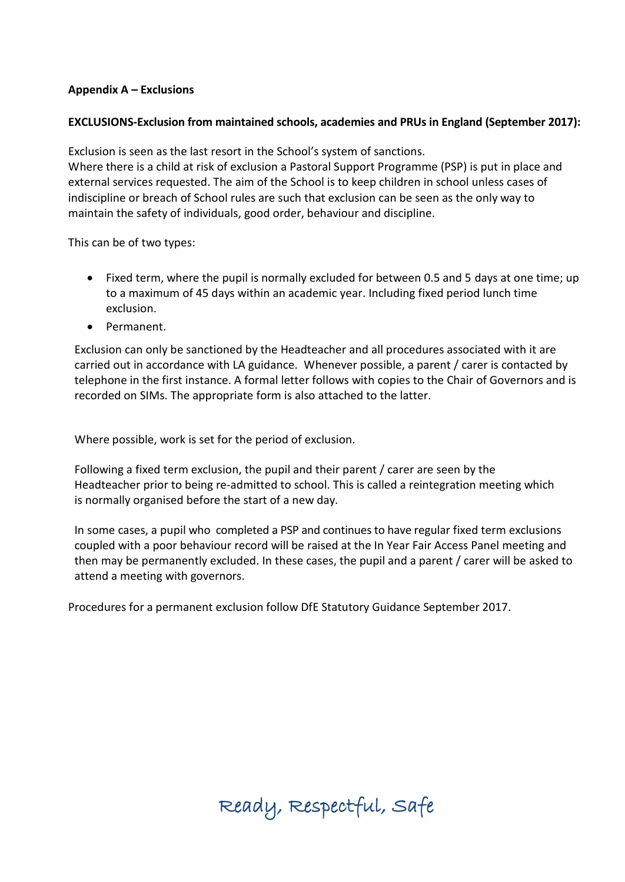**Appendix A – Exclusions**

**EXCLUSIONS-Exclusion from maintained schools, academies and PRUs in England (September 2017):**

Exclusion is seen as the last resort in the School's system of sanctions.
Where there is a child at risk of exclusion a Pastoral Support Programme (PSP) is put in place and external services requested. The aim of the School is to keep children in school unless cases of indiscipline or breach of School rules are such that exclusion can be seen as the only way to maintain the safety of individuals, good order, behaviour and discipline.

This can be of two types:

- Fixed term, where the pupil is normally excluded for between 0.5 and 5 days at one time; up to a maximum of 45 days within an academic year. Including fixed period lunch time exclusion.
- Permanent.

Exclusion can only be sanctioned by the Headteacher and all procedures associated with it are carried out in accordance with LA guidance. Whenever possible, a parent / carer is contacted by telephone in the first instance. A formal letter follows with copies to the Chair of Governors and is recorded on SIMs. The appropriate form is also attached to the latter.

Where possible, work is set for the period of exclusion.

Following a fixed term exclusion, the pupil and their parent / carer are seen by the Headteacher prior to being re-admitted to school. This is called a reintegration meeting which is normally organised before the start of a new day.

In some cases, a pupil who completed a PSP and continues to have regular fixed term exclusions coupled with a poor behaviour record will be raised at the In Year Fair Access Panel meeting and then may be permanently excluded. In these cases, the pupil and a parent / carer will be asked to attend a meeting with governors.

Procedures for a permanent exclusion follow DfE Statutory Guidance September 2017.

Ready, Respectful, Safe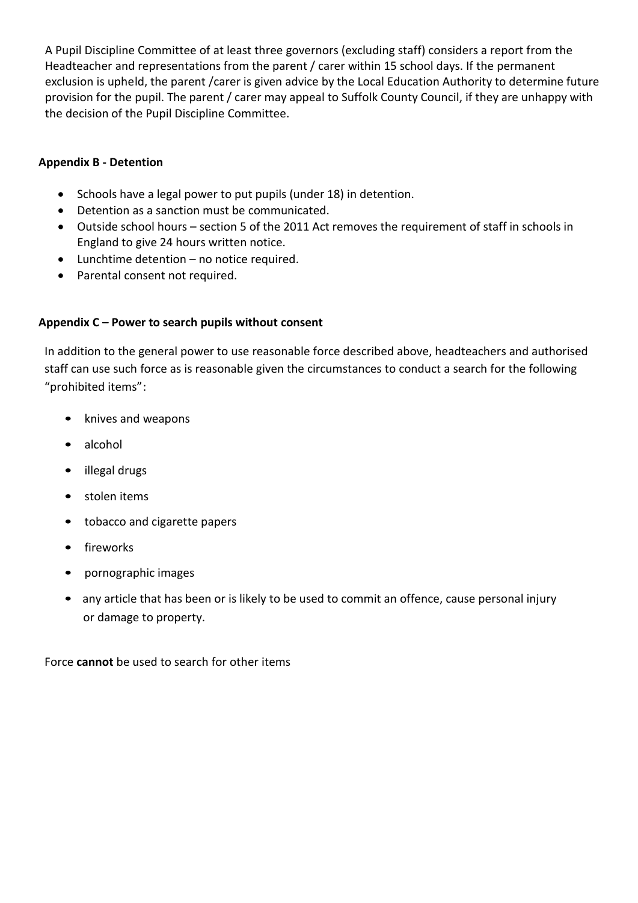A Pupil Discipline Committee of at least three governors (excluding staff) considers a report from the Headteacher and representations from the parent / carer within 15 school days. If the permanent exclusion is upheld, the parent /carer is given advice by the Local Education Authority to determine future provision for the pupil. The parent / carer may appeal to Suffolk County Council, if they are unhappy with the decision of the Pupil Discipline Committee.

**Appendix B - Detention**

- Schools have a legal power to put pupils (under 18) in detention.
- Detention as a sanction must be communicated.
- Outside school hours – section 5 of the 2011 Act removes the requirement of staff in schools in England to give 24 hours written notice.
- Lunchtime detention – no notice required.
- Parental consent not required.

**Appendix C – Power to search pupils without consent**

In addition to the general power to use reasonable force described above, headteachers and authorised staff can use such force as is reasonable given the circumstances to conduct a search for the following "prohibited items":

- knives and weapons
- alcohol
- illegal drugs
- stolen items
- tobacco and cigarette papers
- fireworks
- pornographic images
- any article that has been or is likely to be used to commit an offence, cause personal injury or damage to property.

Force **cannot** be used to search for other items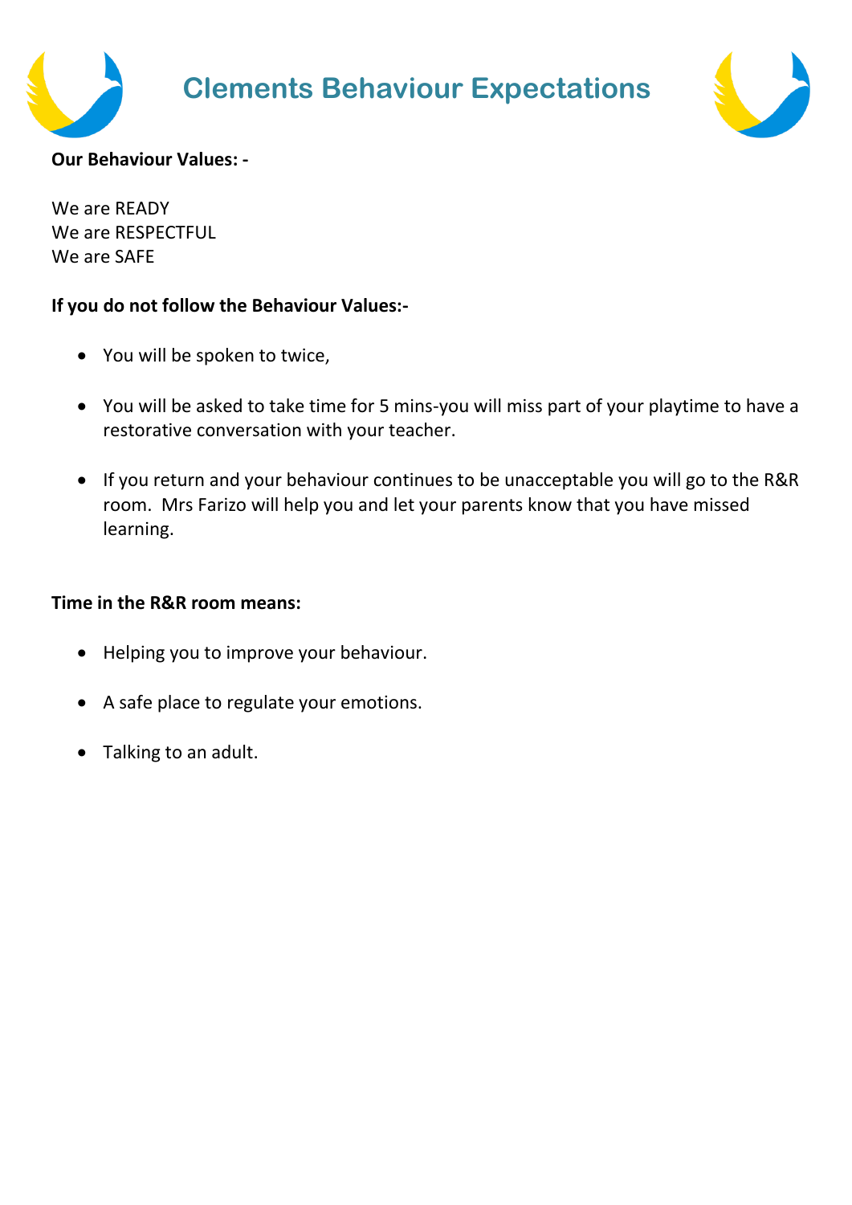# Clements Behaviour Expectations

**Our Behaviour Values: -**

We are READY
We are RESPECTFUL
We are SAFE

**If you do not follow the Behaviour Values:-**

- You will be spoken to twice,
- You will be asked to take time for 5 mins-you will miss part of your playtime to have a restorative conversation with your teacher.
- If you return and your behaviour continues to be unacceptable you will go to the R&R room. Mrs Farizo will help you and let your parents know that you have missed learning.

**Time in the R&R room means:**

- Helping you to improve your behaviour.
- A safe place to regulate your emotions.
- Talking to an adult.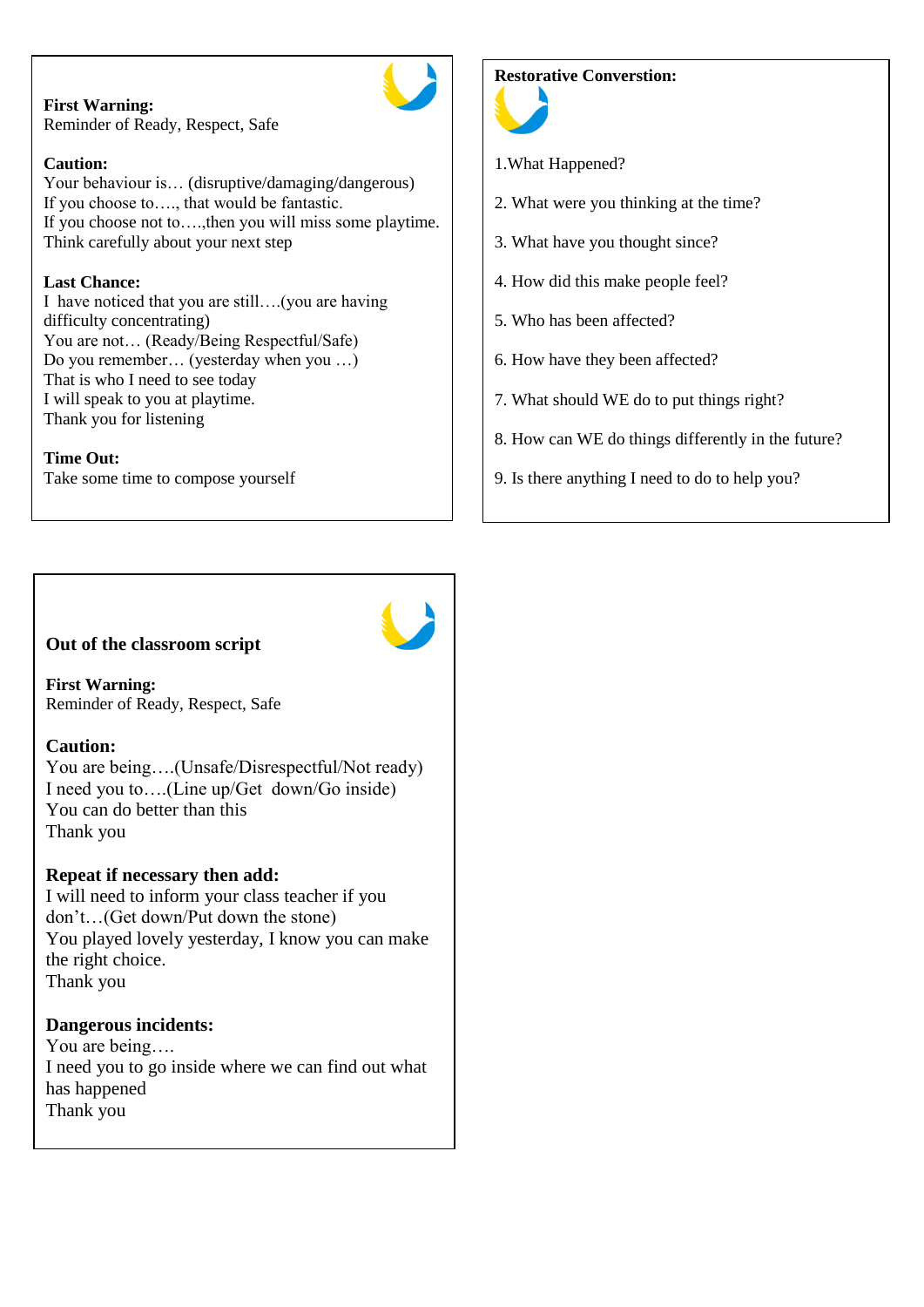**First Warning:**
Reminder of Ready, Respect, Safe

**Caution:**
Your behaviour is… (disruptive/damaging/dangerous)
If you choose to…., that would be fantastic.
If you choose not to….,then you will miss some playtime.
Think carefully about your next step

**Last Chance:**
I have noticed that you are still….(you are having difficulty concentrating)
You are not… (Ready/Being Respectful/Safe)
Do you remember… (yesterday when you …)
That is who I need to see today
I will speak to you at playtime.
Thank you for listening

**Time Out:**
Take some time to compose yourself

**Restorative Converstion:**

1.What Happened?

2. What were you thinking at the time?

3. What have you thought since?

4. How did this make people feel?

5. Who has been affected?

6. How have they been affected?

7. What should WE do to put things right?

8. How can WE do things differently in the future?

9. Is there anything I need to do to help you?

**Out of the classroom script**

**First Warning:**
Reminder of Ready, Respect, Safe

**Caution:**
You are being….(Unsafe/Disrespectful/Not ready)
I need you to….(Line up/Get down/Go inside)
You can do better than this
Thank you

**Repeat if necessary then add:**
I will need to inform your class teacher if you don't…(Get down/Put down the stone)
You played lovely yesterday, I know you can make the right choice.
Thank you

**Dangerous incidents:**
You are being….
I need you to go inside where we can find out what has happened
Thank you